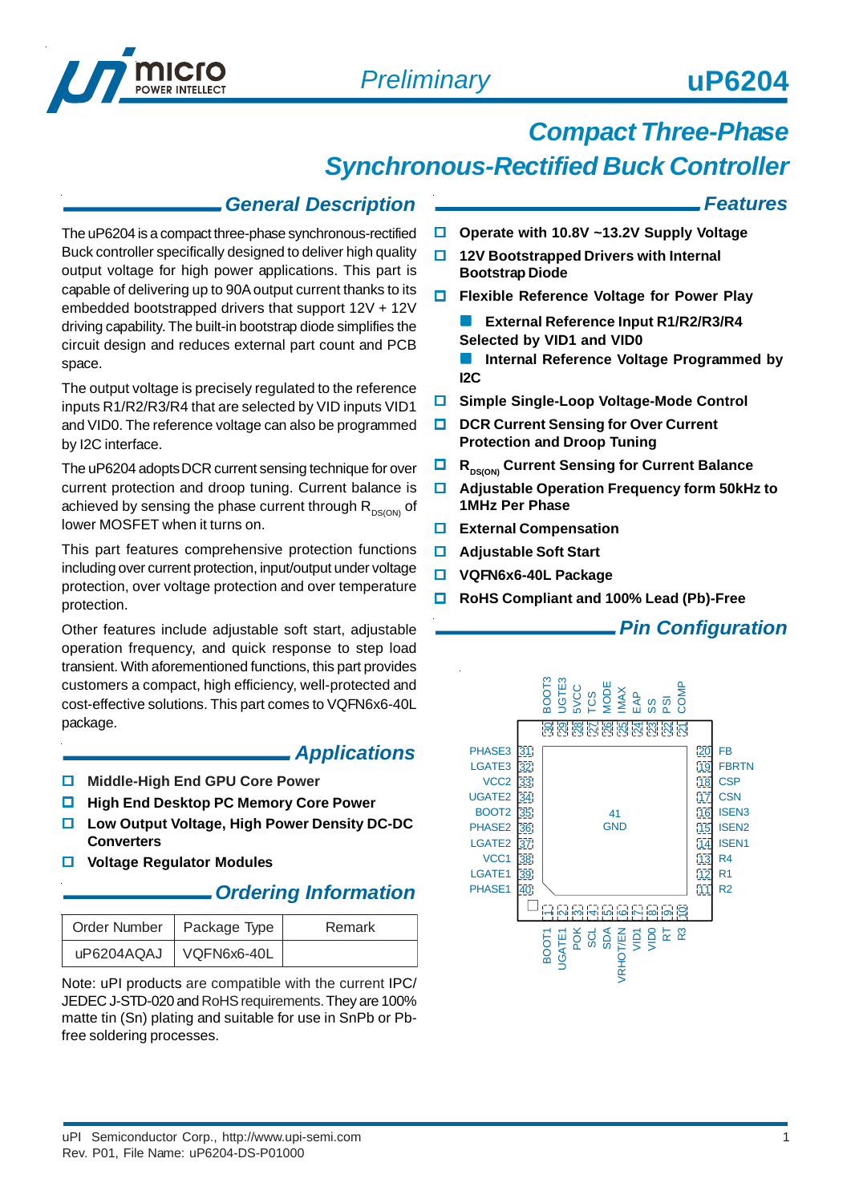# uP6204

*Preliminary*

## Compact Three-Phase Synchronous-Rectified Buck Controller

### General Description

The uP6204 is a compact three-phase synchronous-rectified Buck controller specifically designed to deliver high quality output voltage for high power applications. This part is capable of delivering up to 90A output current thanks to its embedded bootstrapped drivers that support 12V + 12V driving capability. The built-in bootstrap diode simplifies the circuit design and reduces external part count and PCB space.

The output voltage is precisely regulated to the reference inputs R1/R2/R3/R4 that are selected by VID inputs VID1 and VID0. The reference voltage can also be programmed by I2C interface.

The uP6204 adopts DCR current sensing technique for over current protection and droop tuning. Current balance is achieved by sensing the phase current through $R_{DS(ON)}$ of lower MOSFET when it turns on.

This part features comprehensive protection functions including over current protection, input/output under voltage protection, over voltage protection and over temperature protection.

Other features include adjustable soft start, adjustable operation frequency, and quick response to step load transient. With aforementioned functions, this part provides customers a compact, high efficiency, well-protected and cost-effective solutions. This part comes to VQFN6x6-40L package.

### Applications

- **Middle-High End GPU Core Power**
- **High End Desktop PC Memory Core Power**
- **Low Output Voltage, High Power Density DC-DC Converters**
- **Voltage Regulator Modules**

### Ordering Information

| Order Number | Package Type | Remark |
|---|---|---|
| uP6204AQAJ | VQFN6x6-40L | |

Note: uPI products are compatible with the current IPC/JEDEC J-STD-020 and RoHS requirements. They are 100% matte tin (Sn) plating and suitable for use in SnPb or Pb-free soldering processes.

### Features

- **Operate with 10.8V ~13.2V Supply Voltage**
- **12V Bootstrapped Drivers with Internal Bootstrap Diode**
- **Flexible Reference Voltage for Power Play**
  - **External Reference Input R1/R2/R3/R4 Selected by VID1 and VID0**
  - **Internal Reference Voltage Programmed by I2C**
- **Simple Single-Loop Voltage-Mode Control**
- **DCR Current Sensing for Over Current Protection and Droop Tuning**
- **$R_{DS(ON)}$ Current Sensing for Current Balance**
- **Adjustable Operation Frequency form 50kHz to 1MHz Per Phase**
- **External Compensation**
- **Adjustable Soft Start**
- **VQFN6x6-40L Package**
- **RoHS Compliant and 100% Lead (Pb)-Free**

### Pin Configuration

Top pins (30 to 21): BOOT3 (30), UGTE3 (29), 5VCC (28), TCS (27), MODE (26), IMAX (25), EAP (24), SS (23), PSI (22), COMP (21)

Left pins (31 to 40): PHASE3 (31), LGATE3 (32), VCC2 (33), UGATE2 (34), BOOT2 (35), PHASE2 (36), LGATE2 (37), VCC1 (38), LGATE1 (39), PHASE1 (40)

Center: 41 GND

Right pins (20 to 11): FB (20), FBRTN (19), CSP (18), CSN (17), ISEN3 (16), ISEN2 (15), ISEN1 (14), R4 (13), R1 (12), R2 (11)

Bottom pins (1 to 10): BOOT1 (1), UGATE1 (2), POK (3), SCL (4), SDA (5), VRHOT/EN (6), VID1 (7), VID0 (8), RT (9), R3 (10)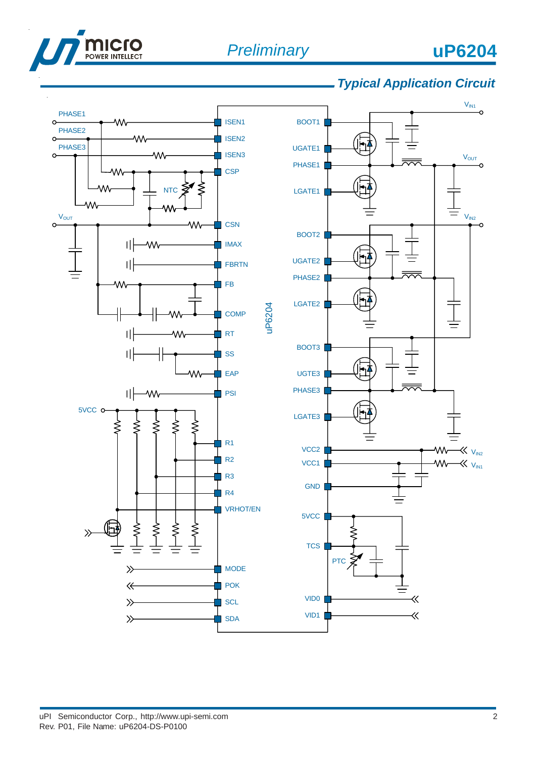## Typical Application Circuit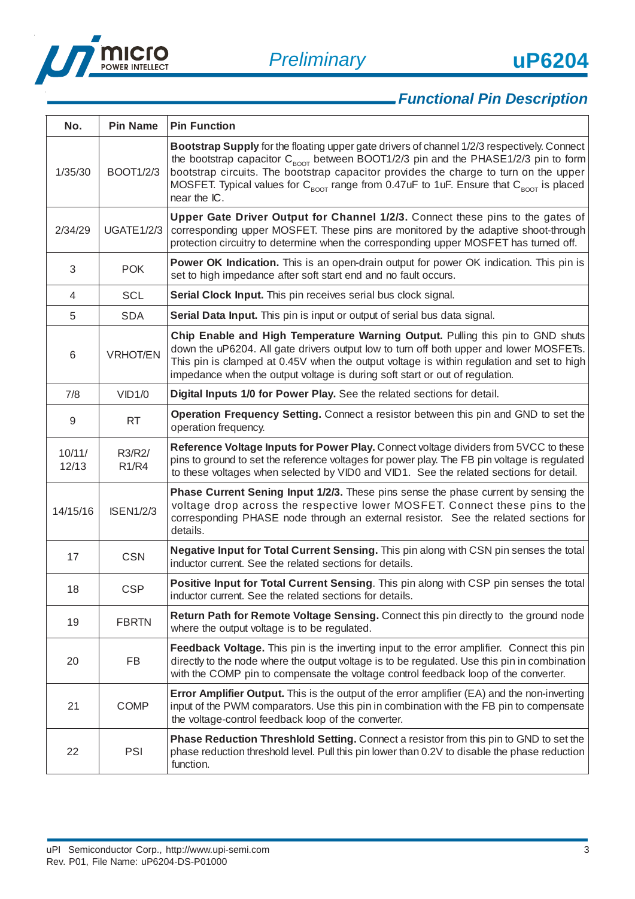## Functional Pin Description

| No. | Pin Name | Pin Function |
|---|---|---|
| 1/35/30 | BOOT1/2/3 | **Bootstrap Supply** for the floating upper gate drivers of channel 1/2/3 respectively. Connect the bootstrap capacitor $C_{BOOT}$ between BOOT1/2/3 pin and the PHASE1/2/3 pin to form bootstrap circuits. The bootstrap capacitor provides the charge to turn on the upper MOSFET. Typical values for $C_{BOOT}$ range from 0.47uF to 1uF. Ensure that $C_{BOOT}$ is placed near the IC. |
| 2/34/29 | UGATE1/2/3 | **Upper Gate Driver Output for Channel 1/2/3.** Connect these pins to the gates of corresponding upper MOSFET. These pins are monitored by the adaptive shoot-through protection circuitry to determine when the corresponding upper MOSFET has turned off. |
| 3 | POK | **Power OK Indication.** This is an open-drain output for power OK indication. This pin is set to high impedance after soft start end and no fault occurs. |
| 4 | SCL | **Serial Clock Input.** This pin receives serial bus clock signal. |
| 5 | SDA | **Serial Data Input.** This pin is input or output of serial bus data signal. |
| 6 | VRHOT/EN | **Chip Enable and High Temperature Warning Output.** Pulling this pin to GND shuts down the uP6204. All gate drivers output low to turn off both upper and lower MOSFETs. This pin is clamped at 0.45V when the output voltage is within regulation and set to high impedance when the output voltage is during soft start or out of regulation. |
| 7/8 | VID1/0 | **Digital Inputs 1/0 for Power Play.** See the related sections for detail. |
| 9 | RT | **Operation Frequency Setting.** Connect a resistor between this pin and GND to set the operation frequency. |
| 10/11/ 12/13 | R3/R2/ R1/R4 | **Reference Voltage Inputs for Power Play.** Connect voltage dividers from 5VCC to these pins to ground to set the reference voltages for power play. The FB pin voltage is regulated to these voltages when selected by VID0 and VID1. See the related sections for detail. |
| 14/15/16 | ISEN1/2/3 | **Phase Current Sening Input 1/2/3.** These pins sense the phase current by sensing the voltage drop across the respective lower MOSFET. Connect these pins to the corresponding PHASE node through an external resistor. See the related sections for details. |
| 17 | CSN | **Negative Input for Total Current Sensing.** This pin along with CSN pin senses the total inductor current. See the related sections for details. |
| 18 | CSP | **Positive Input for Total Current Sensing**. This pin along with CSP pin senses the total inductor current. See the related sections for details. |
| 19 | FBRTN | **Return Path for Remote Voltage Sensing.** Connect this pin directly to the ground node where the output voltage is to be regulated. |
| 20 | FB | **Feedback Voltage.** This pin is the inverting input to the error amplifier. Connect this pin directly to the node where the output voltage is to be regulated. Use this pin in combination with the COMP pin to compensate the voltage control feedback loop of the converter. |
| 21 | COMP | **Error Amplifier Output.** This is the output of the error amplifier (EA) and the non-inverting input of the PWM comparators. Use this pin in combination with the FB pin to compensate the voltage-control feedback loop of the converter. |
| 22 | PSI | **Phase Reduction Threshlold Setting.** Connect a resistor from this pin to GND to set the phase reduction threshold level. Pull this pin lower than 0.2V to disable the phase reduction function. |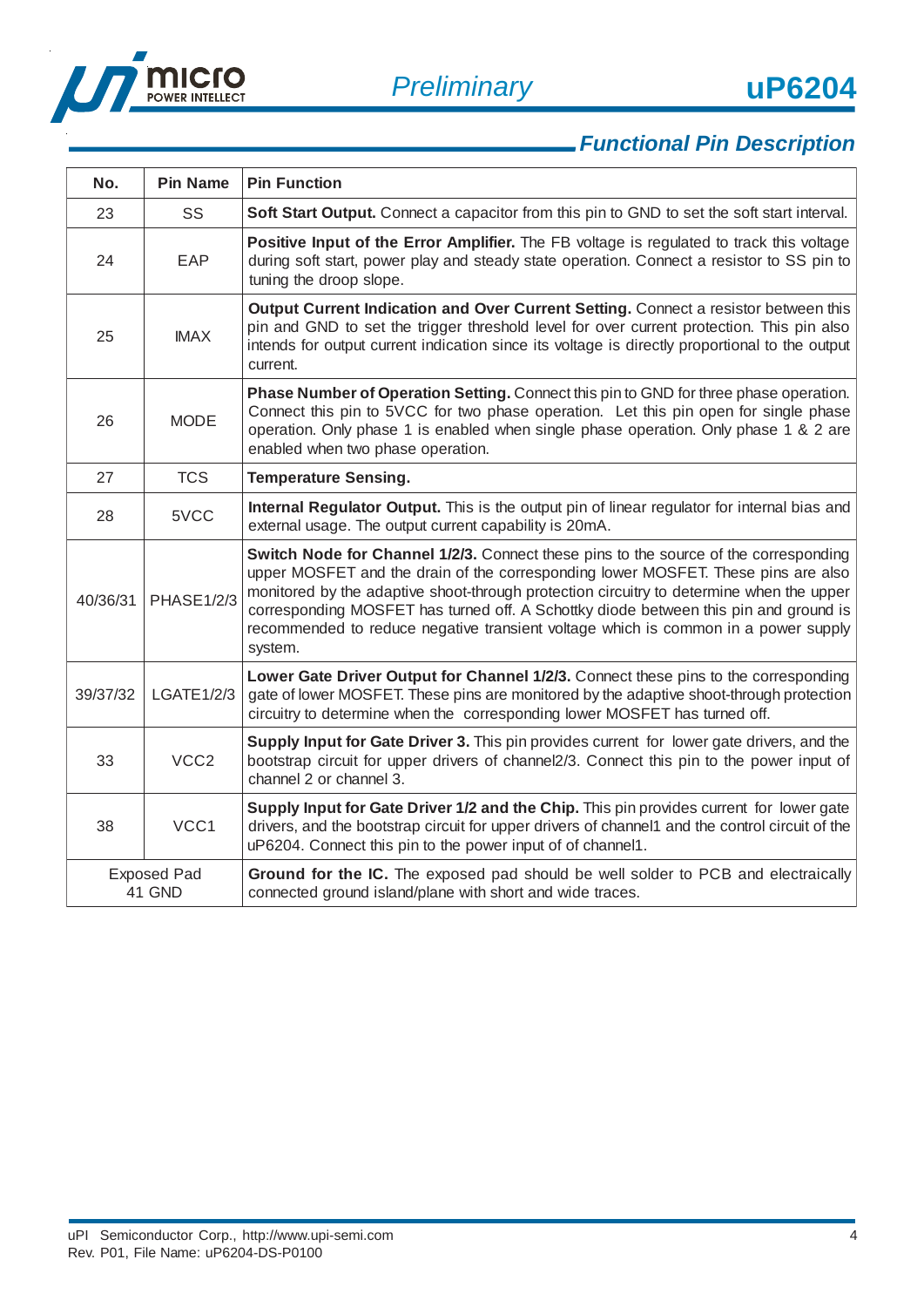## Functional Pin Description

| No. | Pin Name | Pin Function |
|---|---|---|
| 23 | SS | **Soft Start Output.** Connect a capacitor from this pin to GND to set the soft start interval. |
| 24 | EAP | **Positive Input of the Error Amplifier.** The FB voltage is regulated to track this voltage during soft start, power play and steady state operation. Connect a resistor to SS pin to tuning the droop slope. |
| 25 | IMAX | **Output Current Indication and Over Current Setting.** Connect a resistor between this pin and GND to set the trigger threshold level for over current protection. This pin also intends for output current indication since its voltage is directly proportional to the output current. |
| 26 | MODE | **Phase Number of Operation Setting.** Connect this pin to GND for three phase operation. Connect this pin to 5VCC for two phase operation. Let this pin open for single phase operation. Only phase 1 is enabled when single phase operation. Only phase 1 & 2 are enabled when two phase operation. |
| 27 | TCS | **Temperature Sensing.** |
| 28 | 5VCC | **Internal Regulator Output.** This is the output pin of linear regulator for internal bias and external usage. The output current capability is 20mA. |
| 40/36/31 | PHASE1/2/3 | **Switch Node for Channel 1/2/3.** Connect these pins to the source of the corresponding upper MOSFET and the drain of the corresponding lower MOSFET. These pins are also monitored by the adaptive shoot-through protection circuitry to determine when the upper corresponding MOSFET has turned off. A Schottky diode between this pin and ground is recommended to reduce negative transient voltage which is common in a power supply system. |
| 39/37/32 | LGATE1/2/3 | **Lower Gate Driver Output for Channel 1/2/3.** Connect these pins to the corresponding gate of lower MOSFET. These pins are monitored by the adaptive shoot-through protection circuitry to determine when the corresponding lower MOSFET has turned off. |
| 33 | VCC2 | **Supply Input for Gate Driver 3.** This pin provides current for lower gate drivers, and the bootstrap circuit for upper drivers of channel2/3. Connect this pin to the power input of channel 2 or channel 3. |
| 38 | VCC1 | **Supply Input for Gate Driver 1/2 and the Chip.** This pin provides current for lower gate drivers, and the bootstrap circuit for upper drivers of channel1 and the control circuit of the uP6204. Connect this pin to the power input of of channel1. |
| Exposed Pad 41 GND | | **Ground for the IC.** The exposed pad should be well solder to PCB and electraically connected ground island/plane with short and wide traces. |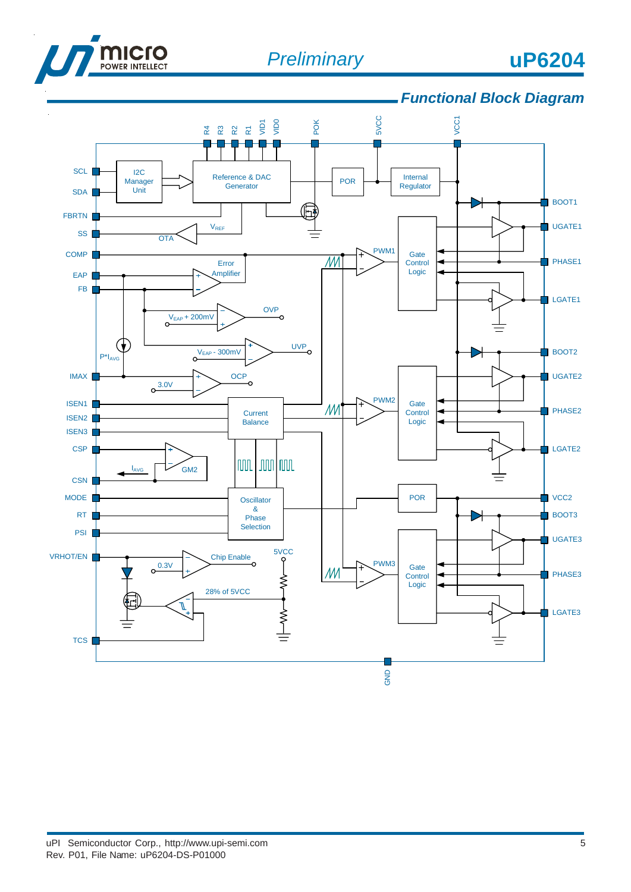## Functional Block Diagram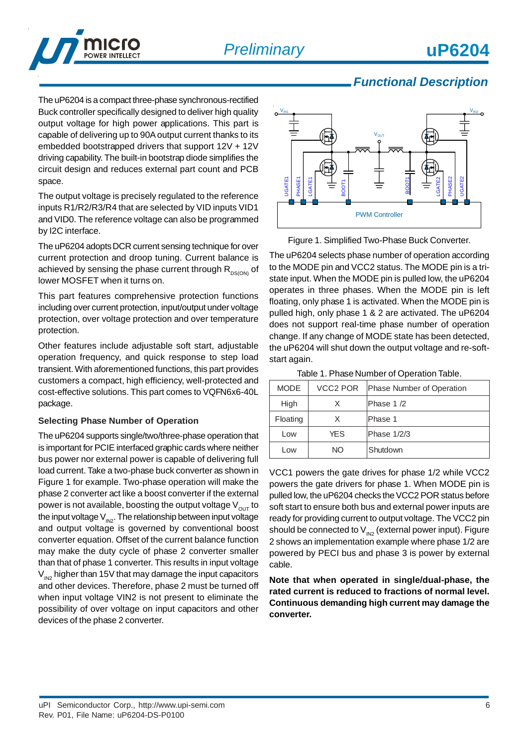## Functional Description

The uP6204 is a compact three-phase synchronous-rectified Buck controller specifically designed to deliver high quality output voltage for high power applications. This part is capable of delivering up to 90A output current thanks to its embedded bootstrapped drivers that support 12V + 12V driving capability. The built-in bootstrap diode simplifies the circuit design and reduces external part count and PCB space.

The output voltage is precisely regulated to the reference inputs R1/R2/R3/R4 that are selected by VID inputs VID1 and VID0. The reference voltage can also be programmed by I2C interface.

The uP6204 adopts DCR current sensing technique for over current protection and droop tuning. Current balance is achieved by sensing the phase current through $R_{DS(ON)}$ of lower MOSFET when it turns on.

This part features comprehensive protection functions including over current protection, input/output under voltage protection, over voltage protection and over temperature protection.

Other features include adjustable soft start, adjustable operation frequency, and quick response to step load transient. With aforementioned functions, this part provides customers a compact, high efficiency, well-protected and cost-effective solutions. This part comes to VQFN6x6-40L package.

### Selecting Phase Number of Operation

The uP6204 supports single/two/three-phase operation that is important for PCIE interfaced graphic cards where neither bus power nor external power is capable of delivering full load current. Take a two-phase buck converter as shown in Figure 1 for example. Two-phase operation will make the phase 2 converter act like a boost converter if the external power is not available, boosting the output voltage $V_{OUT}$ to the input voltage $V_{IN2}$. The relationship between input voltage and output voltage is governed by conventional boost converter equation. Offset of the current balance function may make the duty cycle of phase 2 converter smaller than that of phase 1 converter. This results in input voltage $V_{IN2}$ higher than 15V that may damage the input capacitors and other devices. Therefore, phase 2 must be turned off when input voltage VIN2 is not present to eliminate the possibility of over voltage on input capacitors and other devices of the phase 2 converter.

Figure 1. Simplified Two-Phase Buck Converter.

The uP6204 selects phase number of operation according to the MODE pin and VCC2 status. The MODE pin is a tri-state input. When the MODE pin is pulled low, the uP6204 operates in three phases. When the MODE pin is left floating, only phase 1 is activated. When the MODE pin is pulled high, only phase 1 & 2 are activated. The uP6204 does not support real-time phase number of operation change. If any change of MODE state has been detected, the uP6204 will shut down the output voltage and re-soft-start again.

Table 1. Phase Number of Operation Table.

| MODE | VCC2 POR | Phase Number of Operation |
|---|---|---|
| High | X | Phase 1 /2 |
| Floating | X | Phase 1 |
| Low | YES | Phase 1/2/3 |
| Low | NO | Shutdown |

VCC1 powers the gate drives for phase 1/2 while VCC2 powers the gate drivers for phase 1. When MODE pin is pulled low, the uP6204 checks the VCC2 POR status before soft start to ensure both bus and external power inputs are ready for providing current to output voltage. The VCC2 pin should be connected to $V_{IN2}$ (external power input). Figure 2 shows an implementation example where phase 1/2 are powered by PECI bus and phase 3 is power by external cable.

**Note that when operated in single/dual-phase, the rated current is reduced to fractions of normal level. Continuous demanding high current may damage the converter.**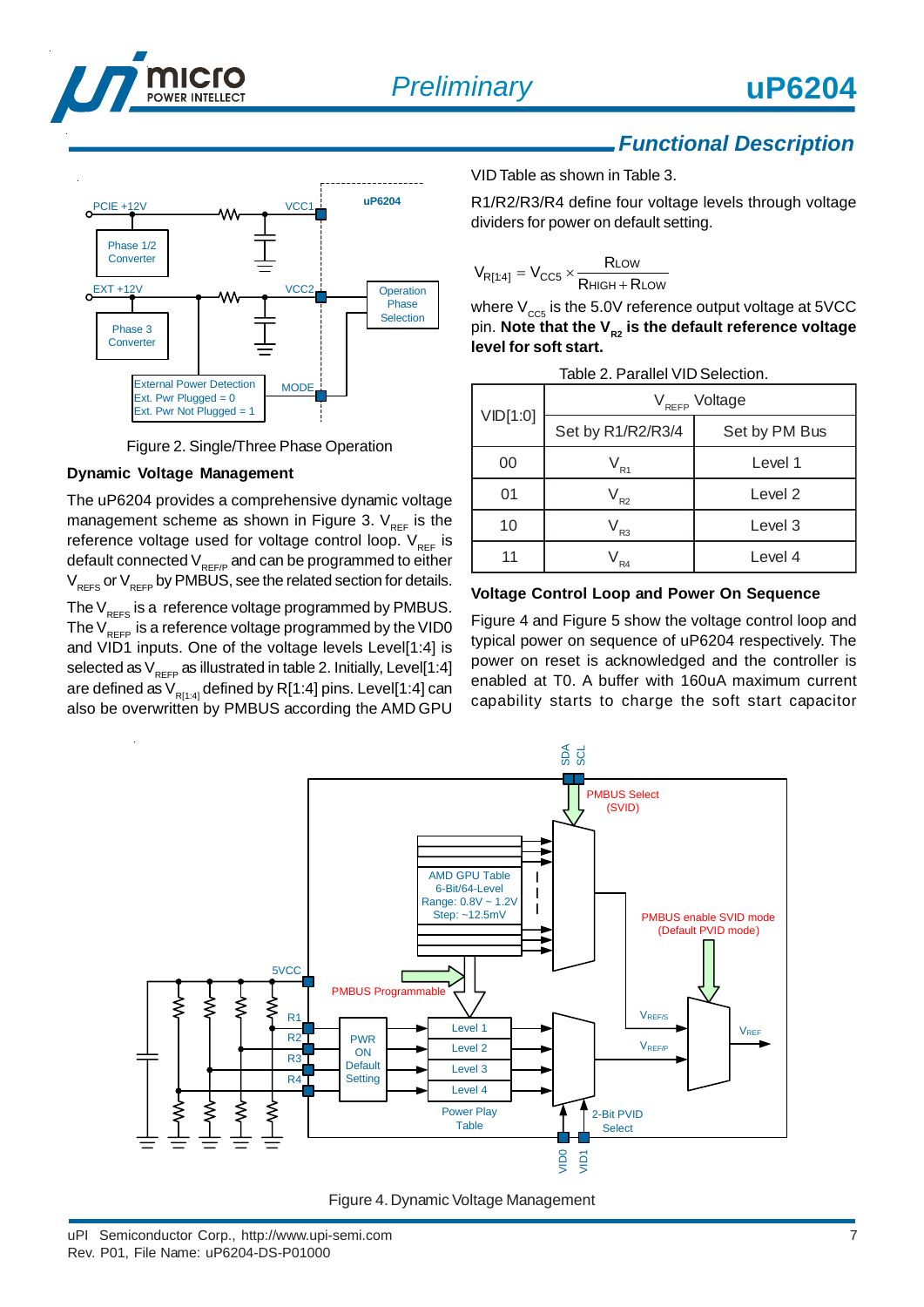## Functional Description

Figure 2. Single/Three Phase Operation

### Dynamic Voltage Management

The uP6204 provides a comprehensive dynamic voltage management scheme as shown in Figure 3. $V_{REF}$ is the reference voltage used for voltage control loop. $V_{REF}$ is default connected $V_{REF/P}$ and can be programmed to either $V_{REFS}$ or $V_{REFP}$ by PMBUS, see the related section for details.

The $V_{REFS}$ is a reference voltage programmed by PMBUS. The $V_{REFP}$ is a reference voltage programmed by the VID0 and VID1 inputs. One of the voltage levels Level[1:4] is selected as $V_{REFP}$ as illustrated in table 2. Initially, Level[1:4] are defined as $V_{R[1:4]}$ defined by R[1:4] pins. Level[1:4] can also be overwritten by PMBUS according the AMD GPU VID Table as shown in Table 3.

R1/R2/R3/R4 define four voltage levels through voltage dividers for power on default setting.

$$V_{R[1:4]} = V_{CC5} \times \frac{R_{LOW}}{R_{HIGH} + R_{LOW}}$$

where $V_{CC5}$ is the 5.0V reference output voltage at 5VCC pin. **Note that the $V_{R2}$ is the default reference voltage level for soft start.**

Table 2. Parallel VID Selection.

| VID[1:0] | $V_{REFP}$ Voltage | |
|---|---|---|
| | Set by R1/R2/R3/4 | Set by PM Bus |
| 00 | $V_{R1}$ | Level 1 |
| 01 | $V_{R2}$ | Level 2 |
| 10 | $V_{R3}$ | Level 3 |
| 11 | $V_{R4}$ | Level 4 |

### Voltage Control Loop and Power On Sequence

Figure 4 and Figure 5 show the voltage control loop and typical power on sequence of uP6204 respectively. The power on reset is acknowledged and the controller is enabled at T0. A buffer with 160uA maximum current capability starts to charge the soft start capacitor

Figure 4. Dynamic Voltage Management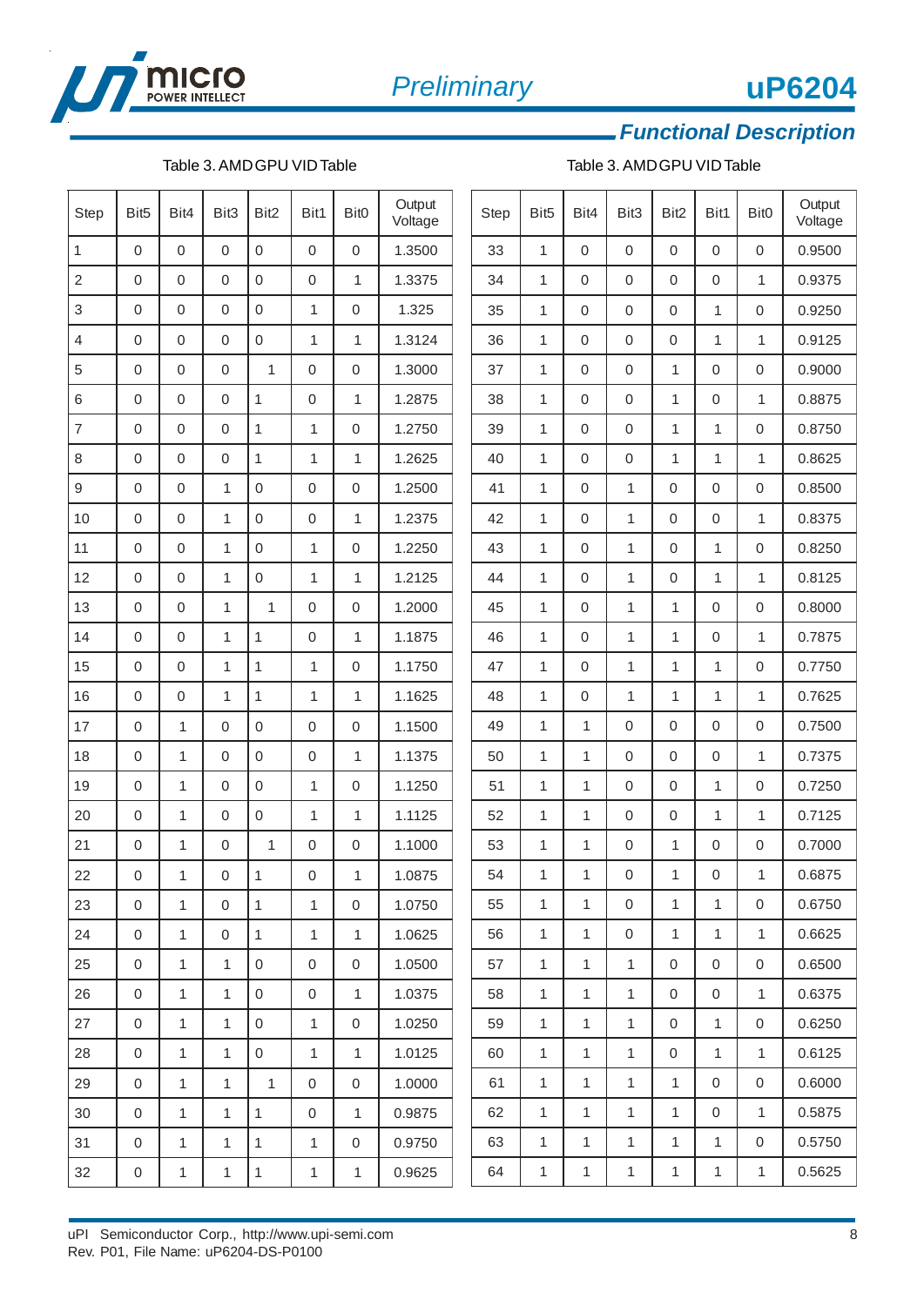## Functional Description

Table 3. AMD GPU VID Table

| Step | Bit5 | Bit4 | Bit3 | Bit2 | Bit1 | Bit0 | Output Voltage |
|---|---|---|---|---|---|---|---|
| 1 | 0 | 0 | 0 | 0 | 0 | 0 | 1.3500 |
| 2 | 0 | 0 | 0 | 0 | 0 | 1 | 1.3375 |
| 3 | 0 | 0 | 0 | 0 | 1 | 0 | 1.325 |
| 4 | 0 | 0 | 0 | 0 | 1 | 1 | 1.3124 |
| 5 | 0 | 0 | 0 | 1 | 0 | 0 | 1.3000 |
| 6 | 0 | 0 | 0 | 1 | 0 | 1 | 1.2875 |
| 7 | 0 | 0 | 0 | 1 | 1 | 0 | 1.2750 |
| 8 | 0 | 0 | 0 | 1 | 1 | 1 | 1.2625 |
| 9 | 0 | 0 | 1 | 0 | 0 | 0 | 1.2500 |
| 10 | 0 | 0 | 1 | 0 | 0 | 1 | 1.2375 |
| 11 | 0 | 0 | 1 | 0 | 1 | 0 | 1.2250 |
| 12 | 0 | 0 | 1 | 0 | 1 | 1 | 1.2125 |
| 13 | 0 | 0 | 1 | 1 | 0 | 0 | 1.2000 |
| 14 | 0 | 0 | 1 | 1 | 0 | 1 | 1.1875 |
| 15 | 0 | 0 | 1 | 1 | 1 | 0 | 1.1750 |
| 16 | 0 | 0 | 1 | 1 | 1 | 1 | 1.1625 |
| 17 | 0 | 1 | 0 | 0 | 0 | 0 | 1.1500 |
| 18 | 0 | 1 | 0 | 0 | 0 | 1 | 1.1375 |
| 19 | 0 | 1 | 0 | 0 | 1 | 0 | 1.1250 |
| 20 | 0 | 1 | 0 | 0 | 1 | 1 | 1.1125 |
| 21 | 0 | 1 | 0 | 1 | 0 | 0 | 1.1000 |
| 22 | 0 | 1 | 0 | 1 | 0 | 1 | 1.0875 |
| 23 | 0 | 1 | 0 | 1 | 1 | 0 | 1.0750 |
| 24 | 0 | 1 | 0 | 1 | 1 | 1 | 1.0625 |
| 25 | 0 | 1 | 1 | 0 | 0 | 0 | 1.0500 |
| 26 | 0 | 1 | 1 | 0 | 0 | 1 | 1.0375 |
| 27 | 0 | 1 | 1 | 0 | 1 | 0 | 1.0250 |
| 28 | 0 | 1 | 1 | 0 | 1 | 1 | 1.0125 |
| 29 | 0 | 1 | 1 | 1 | 0 | 0 | 1.0000 |
| 30 | 0 | 1 | 1 | 1 | 0 | 1 | 0.9875 |
| 31 | 0 | 1 | 1 | 1 | 1 | 0 | 0.9750 |
| 32 | 0 | 1 | 1 | 1 | 1 | 1 | 0.9625 |
| 33 | 1 | 0 | 0 | 0 | 0 | 0 | 0.9500 |
| 34 | 1 | 0 | 0 | 0 | 0 | 1 | 0.9375 |
| 35 | 1 | 0 | 0 | 0 | 1 | 0 | 0.9250 |
| 36 | 1 | 0 | 0 | 0 | 1 | 1 | 0.9125 |
| 37 | 1 | 0 | 0 | 1 | 0 | 0 | 0.9000 |
| 38 | 1 | 0 | 0 | 1 | 0 | 1 | 0.8875 |
| 39 | 1 | 0 | 0 | 1 | 1 | 0 | 0.8750 |
| 40 | 1 | 0 | 0 | 1 | 1 | 1 | 0.8625 |
| 41 | 1 | 0 | 1 | 0 | 0 | 0 | 0.8500 |
| 42 | 1 | 0 | 1 | 0 | 0 | 1 | 0.8375 |
| 43 | 1 | 0 | 1 | 0 | 1 | 0 | 0.8250 |
| 44 | 1 | 0 | 1 | 0 | 1 | 1 | 0.8125 |
| 45 | 1 | 0 | 1 | 1 | 0 | 0 | 0.8000 |
| 46 | 1 | 0 | 1 | 1 | 0 | 1 | 0.7875 |
| 47 | 1 | 0 | 1 | 1 | 1 | 0 | 0.7750 |
| 48 | 1 | 0 | 1 | 1 | 1 | 1 | 0.7625 |
| 49 | 1 | 1 | 0 | 0 | 0 | 0 | 0.7500 |
| 50 | 1 | 1 | 0 | 0 | 0 | 1 | 0.7375 |
| 51 | 1 | 1 | 0 | 0 | 1 | 0 | 0.7250 |
| 52 | 1 | 1 | 0 | 0 | 1 | 1 | 0.7125 |
| 53 | 1 | 1 | 0 | 1 | 0 | 0 | 0.7000 |
| 54 | 1 | 1 | 0 | 1 | 0 | 1 | 0.6875 |
| 55 | 1 | 1 | 0 | 1 | 1 | 0 | 0.6750 |
| 56 | 1 | 1 | 0 | 1 | 1 | 1 | 0.6625 |
| 57 | 1 | 1 | 1 | 0 | 0 | 0 | 0.6500 |
| 58 | 1 | 1 | 1 | 0 | 0 | 1 | 0.6375 |
| 59 | 1 | 1 | 1 | 0 | 1 | 0 | 0.6250 |
| 60 | 1 | 1 | 1 | 0 | 1 | 1 | 0.6125 |
| 61 | 1 | 1 | 1 | 1 | 0 | 0 | 0.6000 |
| 62 | 1 | 1 | 1 | 1 | 0 | 1 | 0.5875 |
| 63 | 1 | 1 | 1 | 1 | 1 | 0 | 0.5750 |
| 64 | 1 | 1 | 1 | 1 | 1 | 1 | 0.5625 |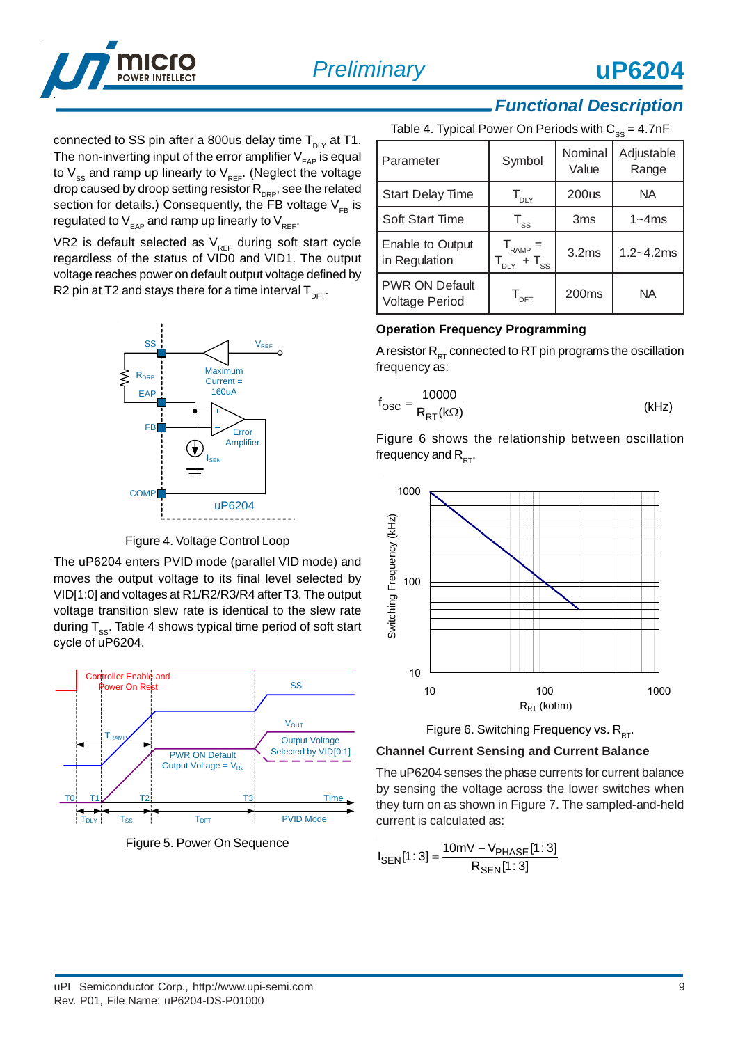## Functional Description

connected to SS pin after a 800us delay time $T_{DLY}$ at T1. The non-inverting input of the error amplifier $V_{EAP}$ is equal to $V_{SS}$ and ramp up linearly to $V_{REF}$. (Neglect the voltage drop caused by droop setting resistor $R_{DRP}$, see the related section for details.) Consequently, the FB voltage $V_{FB}$ is regulated to $V_{EAP}$ and ramp up linearly to $V_{REF}$.

VR2 is default selected as $V_{REF}$ during soft start cycle regardless of the status of VID0 and VID1. The output voltage reaches power on default output voltage defined by R2 pin at T2 and stays there for a time interval $T_{DFT}$.

Figure 4. Voltage Control Loop

The uP6204 enters PVID mode (parallel VID mode) and moves the output voltage to its final level selected by VID[1:0] and voltages at R1/R2/R3/R4 after T3. The output voltage transition slew rate is identical to the slew rate during $T_{SS}$. Table 4 shows typical time period of soft start cycle of uP6204.

Figure 5. Power On Sequence

Table 4. Typical Power On Periods with $C_{SS}$ = 4.7nF

| Parameter | Symbol | Nominal Value | Adjustable Range |
|---|---|---|---|
| Start Delay Time | $T_{DLY}$ | 200us | NA |
| Soft Start Time | $T_{SS}$ | 3ms | 1~4ms |
| Enable to Output in Regulation | $T_{RAMP} = T_{DLY} + T_{SS}$ | 3.2ms | 1.2~4.2ms |
| PWR ON Default Voltage Period | $T_{DFT}$ | 200ms | NA |

### Operation Frequency Programming

A resistor $R_{RT}$ connected to RT pin programs the oscillation frequency as:

$$f_{OSC} = \frac{10000}{R_{RT}(k\Omega)} \quad \text{(kHz)}$$

Figure 6 shows the relationship between oscillation frequency and $R_{RT}$.

Figure 6. Switching Frequency vs. $R_{RT}$.

### Channel Current Sensing and Current Balance

The uP6204 senses the phase currents for current balance by sensing the voltage across the lower switches when they turn on as shown in Figure 7. The sampled-and-held current is calculated as:

$$I_{SEN}[1:3] = \frac{10mV - V_{PHASE}[1:3]}{R_{SEN}[1:3]}$$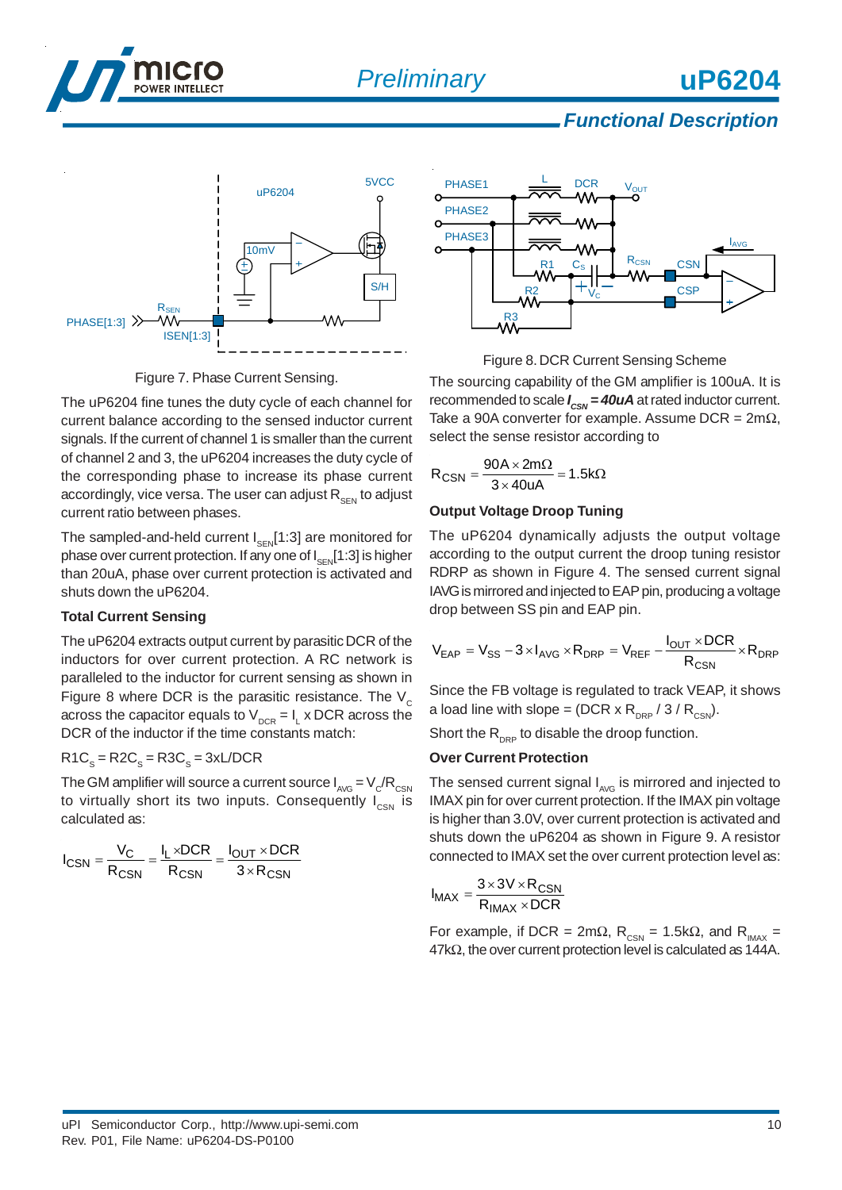## Functional Description

Figure 7. Phase Current Sensing.

The uP6204 fine tunes the duty cycle of each channel for current balance according to the sensed inductor current signals. If the current of channel 1 is smaller than the current of channel 2 and 3, the uP6204 increases the duty cycle of the corresponding phase to increase its phase current accordingly, vice versa. The user can adjust $R_{SEN}$ to adjust current ratio between phases.

The sampled-and-held current $I_{SEN}$[1:3] are monitored for phase over current protection. If any one of $I_{SEN}$[1:3] is higher than 20uA, phase over current protection is activated and shuts down the uP6204.

### Total Current Sensing

The uP6204 extracts output current by parasitic DCR of the inductors for over current protection. A RC network is paralleled to the inductor for current sensing as shown in Figure 8 where DCR is the parasitic resistance. The $V_C$ across the capacitor equals to $V_{DCR} = I_L$ x DCR across the DCR of the inductor if the time constants match:

$R1C_S = R2C_S = R3C_S = 3xL/DCR$

The GM amplifier will source a current source $I_{AVG} = V_C/R_{CSN}$ to virtually short its two inputs. Consequently $I_{CSN}$ is calculated as:

$$I_{CSN} = \frac{V_C}{R_{CSN}} = \frac{I_L \times DCR}{R_{CSN}} = \frac{I_{OUT} \times DCR}{3 \times R_{CSN}}$$

Figure 8. DCR Current Sensing Scheme

The sourcing capability of the GM amplifier is 100uA. It is recommended to scale ***$I_{CSN}$ = 40uA*** at rated inductor current. Take a 90A converter for example. Assume DCR = 2mΩ, select the sense resistor according to

$$R_{CSN} = \frac{90A \times 2m\Omega}{3 \times 40uA} = 1.5k\Omega$$

### Output Voltage Droop Tuning

The uP6204 dynamically adjusts the output voltage according to the output current the droop tuning resistor RDRP as shown in Figure 4. The sensed current signal IAVG is mirrored and injected to EAP pin, producing a voltage drop between SS pin and EAP pin.

$$V_{EAP} = V_{SS} - 3 \times I_{AVG} \times R_{DRP} = V_{REF} - \frac{I_{OUT} \times DCR}{R_{CSN}} \times R_{DRP}$$

Since the FB voltage is regulated to track VEAP, it shows a load line with slope = (DCR x $R_{DRP}$ / 3 / $R_{CSN}$).

Short the $R_{DRP}$ to disable the droop function.

### Over Current Protection

The sensed current signal $I_{AVG}$ is mirrored and injected to IMAX pin for over current protection. If the IMAX pin voltage is higher than 3.0V, over current protection is activated and shuts down the uP6204 as shown in Figure 9. A resistor connected to IMAX set the over current protection level as:

$$I_{MAX} = \frac{3 \times 3V \times R_{CSN}}{R_{IMAX} \times DCR}$$

For example, if DCR = 2mΩ, $R_{CSN}$ = 1.5kΩ, and $R_{IMAX}$ = 47kΩ, the over current protection level is calculated as 144A.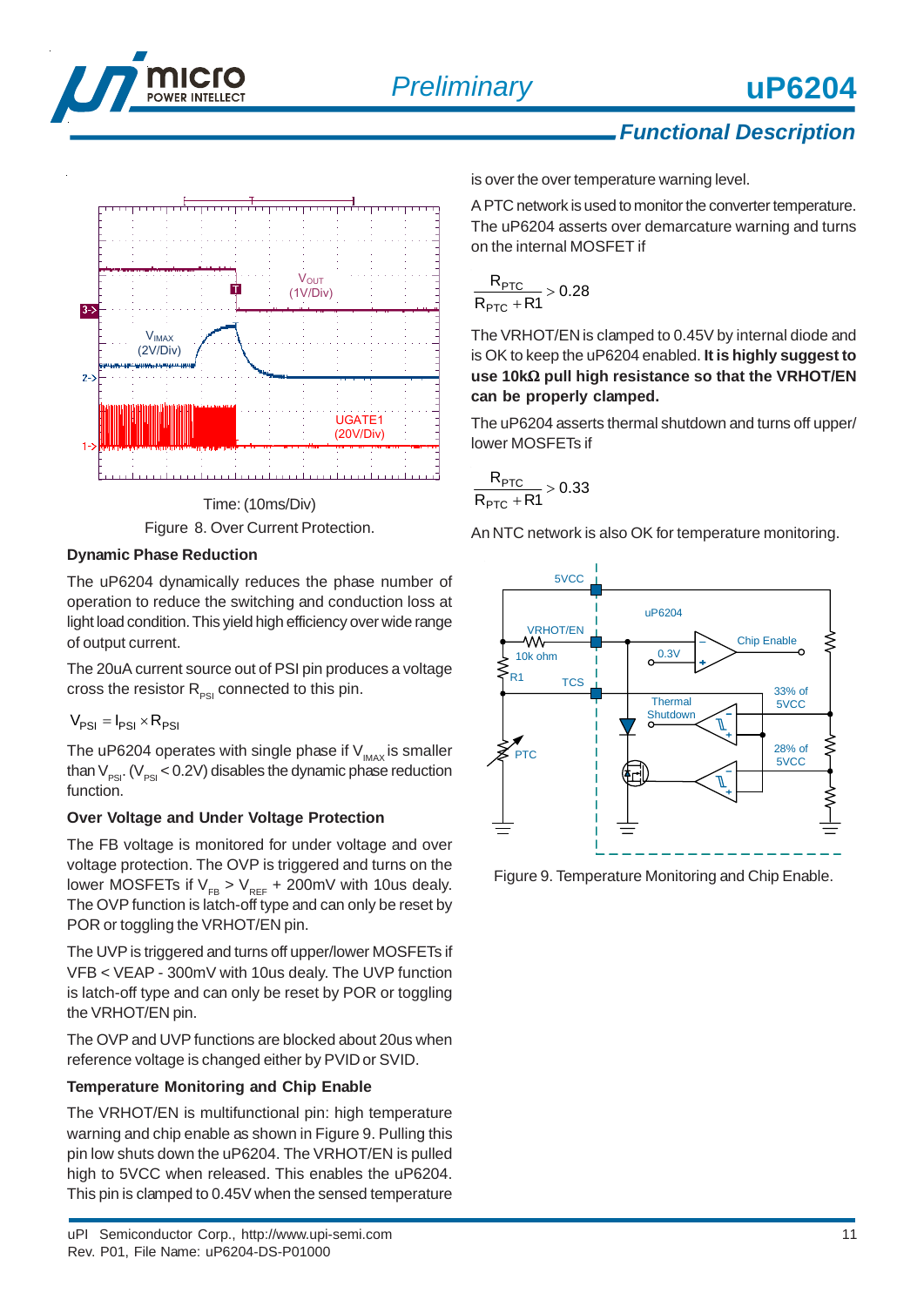Time: (10ms/Div)

Figure 8. Over Current Protection.

### Dynamic Phase Reduction

The uP6204 dynamically reduces the phase number of operation to reduce the switching and conduction loss at light load condition. This yield high efficiency over wide range of output current.

The 20uA current source out of PSI pin produces a voltage cross the resistor $R_{PSI}$ connected to this pin.

$$V_{PSI} = I_{PSI} \times R_{PSI}$$

The uP6204 operates with single phase if $V_{IMAX}$ is smaller than $V_{PSI}$. ($V_{PSI} < 0.2V$) disables the dynamic phase reduction function.

### Over Voltage and Under Voltage Protection

The FB voltage is monitored for under voltage and over voltage protection. The OVP is triggered and turns on the lower MOSFETs if $V_{FB} > V_{REF}$ + 200mV with 10us dealy. The OVP function is latch-off type and can only be reset by POR or toggling the VRHOT/EN pin.

The UVP is triggered and turns off upper/lower MOSFETs if VFB < VEAP - 300mV with 10us dealy. The UVP function is latch-off type and can only be reset by POR or toggling the VRHOT/EN pin.

The OVP and UVP functions are blocked about 20us when reference voltage is changed either by PVID or SVID.

### Temperature Monitoring and Chip Enable

The VRHOT/EN is multifunctional pin: high temperature warning and chip enable as shown in Figure 9. Pulling this pin low shuts down the uP6204. The VRHOT/EN is pulled high to 5VCC when released. This enables the uP6204. This pin is clamped to 0.45V when the sensed temperature is over the over temperature warning level.

A PTC network is used to monitor the converter temperature. The uP6204 asserts over demarcature warning and turns on the internal MOSFET if

$$\frac{R_{PTC}}{R_{PTC} + R1} > 0.28$$

The VRHOT/EN is clamped to 0.45V by internal diode and is OK to keep the uP6204 enabled. **It is highly suggest to use 10kΩ pull high resistance so that the VRHOT/EN can be properly clamped.**

The uP6204 asserts thermal shutdown and turns off upper/lower MOSFETs if

$$\frac{R_{PTC}}{R_{PTC} + R1} > 0.33$$

An NTC network is also OK for temperature monitoring.

Figure 9. Temperature Monitoring and Chip Enable.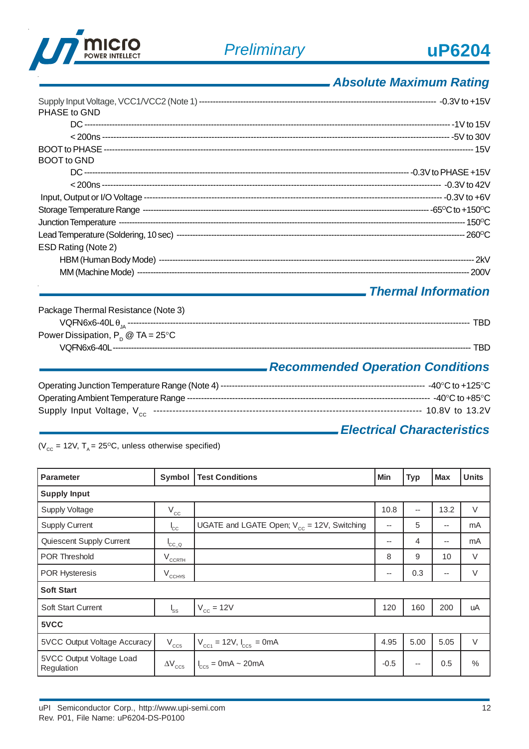## Absolute Maximum Rating

Supply Input Voltage, VCC1/VCC2 (Note 1) ---------- -0.3V to +15V
PHASE to GND
- DC ---------- -1V to 15V
- < 200ns ---------- -5V to 30V

BOOT to PHASE ---------- 15V
BOOT to GND
- DC ---------- -0.3V to PHASE +15V
- < 200ns ---------- -0.3V to 42V

Input, Output or I/O Voltage ---------- -0.3V to +6V
Storage Temperature Range ---------- -65°C to +150°C
Junction Temperature ---------- 150°C
Lead Temperature (Soldering, 10 sec) ---------- 260°C
ESD Rating (Note 2)
- HBM (Human Body Mode) ---------- 2kV
- MM (Machine Mode) ---------- 200V

## Thermal Information

Package Thermal Resistance (Note 3)
- VQFN6x6-40L $\theta_{JA}$ ---------- TBD

Power Dissipation, $P_D$ @ TA = 25°C
- VQFN6x6-40L ---------- TBD

## Recommended Operation Conditions

Operating Junction Temperature Range (Note 4) ---------- -40°C to +125°C
Operating Ambient Temperature Range ---------- -40°C to +85°C
Supply Input Voltage, $V_{CC}$ ---------- 10.8V to 13.2V

## Electrical Characteristics

($V_{CC}$ = 12V, $T_A$ = 25°C, unless otherwise specified)

| Parameter | Symbol | Test Conditions | Min | Typ | Max | Units |
|---|---|---|---|---|---|---|
| **Supply Input** | | | | | | |
| Supply Voltage | $V_{CC}$ | | 10.8 | -- | 13.2 | V |
| Supply Current | $I_{CC}$ | UGATE and LGATE Open; $V_{CC}$ = 12V, Switching | -- | 5 | -- | mA |
| Quiescent Supply Current | $I_{CC\_Q}$ | | -- | 4 | -- | mA |
| POR Threshold | $V_{CCRTH}$ | | 8 | 9 | 10 | V |
| POR Hysteresis | $V_{CCHYS}$ | | -- | 0.3 | -- | V |
| **Soft Start** | | | | | | |
| Soft Start Current | $I_{SS}$ | $V_{CC}$ = 12V | 120 | 160 | 200 | uA |
| **5VCC** | | | | | | |
| 5VCC Output Voltage Accuracy | $V_{CC5}$ | $V_{CC1}$ = 12V, $I_{CC5}$ = 0mA | 4.95 | 5.00 | 5.05 | V |
| 5VCC Output Voltage Load Regulation | $\Delta V_{CC5}$ | $I_{CC5}$ = 0mA ~ 20mA | -0.5 | -- | 0.5 | % |

uPI Semiconductor Corp., http://www.upi-semi.com
Rev. P01, File Name: uP6204-DS-P0100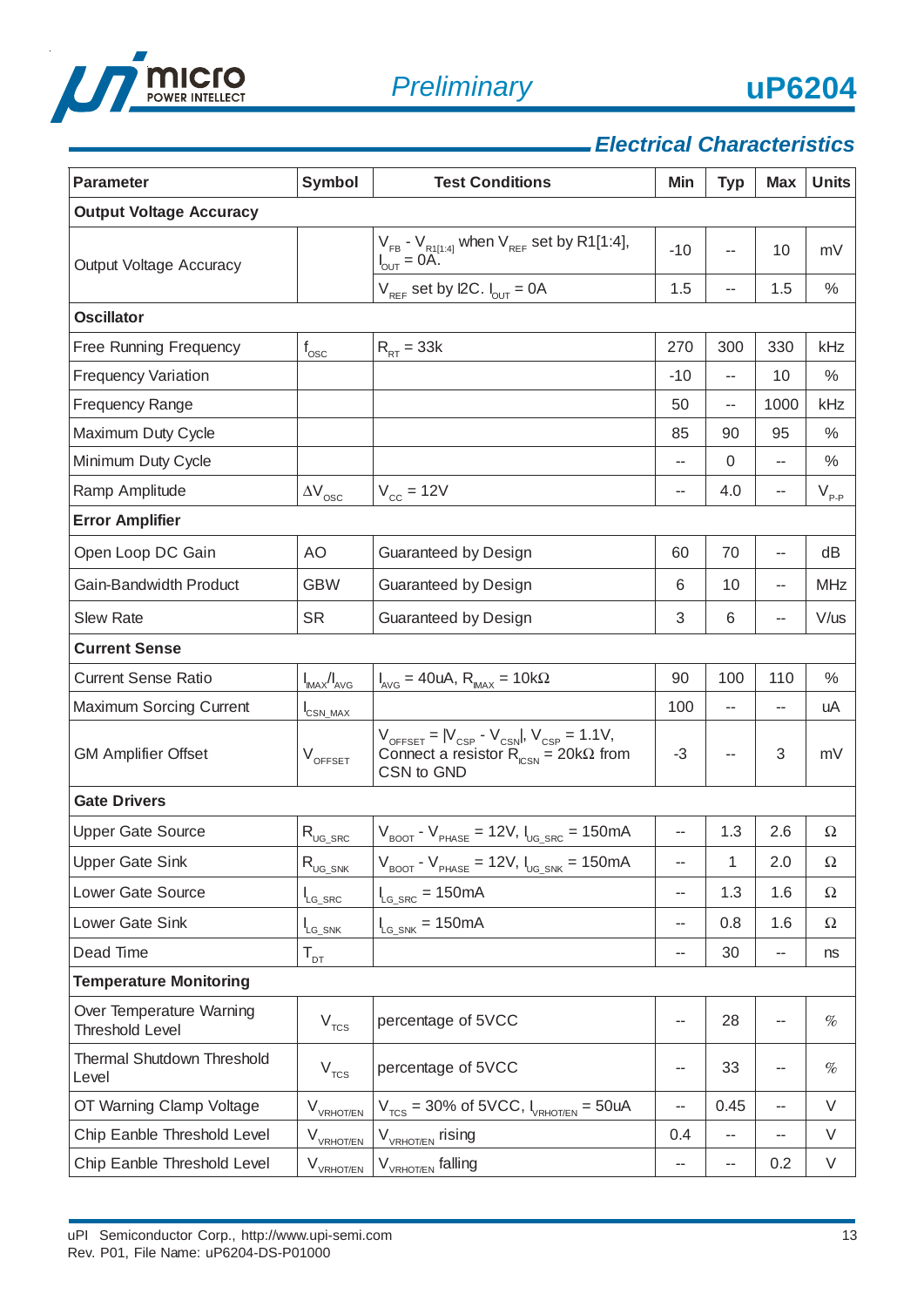## Electrical Characteristics

| Parameter | Symbol | Test Conditions | Min | Typ | Max | Units |
|---|---|---|---|---|---|---|
| **Output Voltage Accuracy** | | | | | | |
| Output Voltage Accuracy | | $V_{FB}$ - $V_{R1[1:4]}$ when $V_{REF}$ set by R1[1:4], $I_{OUT}$ = 0A. | -10 | -- | 10 | mV |
| | | $V_{REF}$ set by I2C. $I_{OUT}$ = 0A | 1.5 | -- | 1.5 | % |
| **Oscillator** | | | | | | |
| Free Running Frequency | $f_{OSC}$ | $R_{RT}$ = 33k | 270 | 300 | 330 | kHz |
| Frequency Variation | | | -10 | -- | 10 | % |
| Frequency Range | | | 50 | -- | 1000 | kHz |
| Maximum Duty Cycle | | | 85 | 90 | 95 | % |
| Minimum Duty Cycle | | | -- | 0 | -- | % |
| Ramp Amplitude | $\Delta V_{OSC}$ | $V_{CC}$ = 12V | -- | 4.0 | -- | $V_{P-P}$ |
| **Error Amplifier** | | | | | | |
| Open Loop DC Gain | AO | Guaranteed by Design | 60 | 70 | -- | dB |
| Gain-Bandwidth Product | GBW | Guaranteed by Design | 6 | 10 | -- | MHz |
| Slew Rate | SR | Guaranteed by Design | 3 | 6 | -- | V/us |
| **Current Sense** | | | | | | |
| Current Sense Ratio | $I_{IMAX}/I_{AVG}$ | $I_{AVG}$ = 40uA, $R_{IMAX}$ = 10kΩ | 90 | 100 | 110 | % |
| Maximum Sorcing Current | $I_{CSN\_MAX}$ | | 100 | -- | -- | uA |
| GM Amplifier Offset | $V_{OFFSET}$ | $V_{OFFSET} = \lvert V_{CSP} - V_{CSN}\rvert$, $V_{CSP}$ = 1.1V, Connect a resistor $R_{ICSN}$ = 20kΩ from CSN to GND | -3 | -- | 3 | mV |
| **Gate Drivers** | | | | | | |
| Upper Gate Source | $R_{UG\_SRC}$ | $V_{BOOT}$ - $V_{PHASE}$ = 12V, $I_{UG\_SRC}$ = 150mA | -- | 1.3 | 2.6 | Ω |
| Upper Gate Sink | $R_{UG\_SNK}$ | $V_{BOOT}$ - $V_{PHASE}$ = 12V, $I_{UG\_SNK}$ = 150mA | -- | 1 | 2.0 | Ω |
| Lower Gate Source | $I_{LG\_SRC}$ | $I_{LG\_SRC}$ = 150mA | -- | 1.3 | 1.6 | Ω |
| Lower Gate Sink | $I_{LG\_SNK}$ | $I_{LG\_SNK}$ = 150mA | -- | 0.8 | 1.6 | Ω |
| Dead Time | $T_{DT}$ | | -- | 30 | -- | ns |
| **Temperature Monitoring** | | | | | | |
| Over Temperature Warning Threshold Level | $V_{TCS}$ | percentage of 5VCC | -- | 28 | -- | % |
| Thermal Shutdown Threshold Level | $V_{TCS}$ | percentage of 5VCC | -- | 33 | -- | % |
| OT Warning Clamp Voltage | $V_{VRHOT/EN}$ | $V_{TCS}$ = 30% of 5VCC, $I_{VRHOT/EN}$ = 50uA | -- | 0.45 | -- | V |
| Chip Eanble Threshold Level | $V_{VRHOT/EN}$ | $V_{VRHOT/EN}$ rising | 0.4 | -- | -- | V |
| Chip Eanble Threshold Level | $V_{VRHOT/EN}$ | $V_{VRHOT/EN}$ falling | -- | -- | 0.2 | V |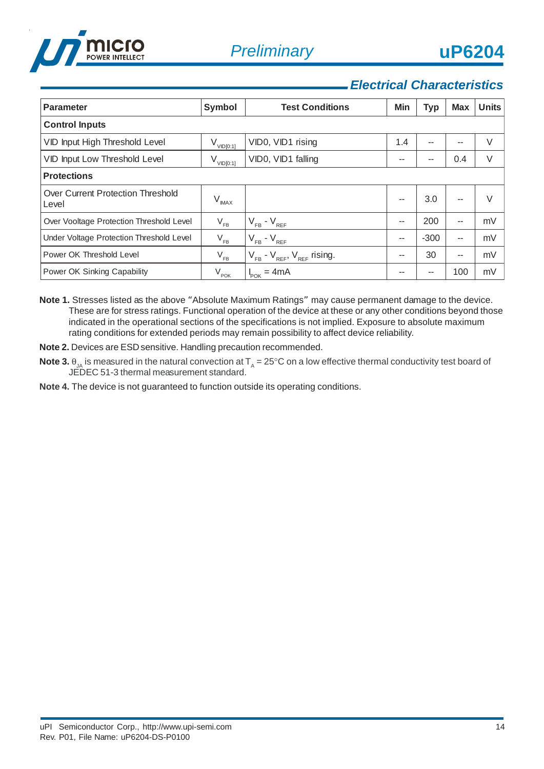## Electrical Characteristics

| Parameter | Symbol | Test Conditions | Min | Typ | Max | Units |
|---|---|---|---|---|---|---|
| **Control Inputs** | | | | | | |
| VID Input High Threshold Level | $V_{VID[0:1]}$ | VID0, VID1 rising | 1.4 | -- | -- | V |
| VID Input Low Threshold Level | $V_{VID[0:1]}$ | VID0, VID1 falling | -- | -- | 0.4 | V |
| **Protections** | | | | | | |
| Over Current Protection Threshold Level | $V_{IMAX}$ | | -- | 3.0 | -- | V |
| Over Vooltage Protection Threshold Level | $V_{FB}$ | $V_{FB}$ - $V_{REF}$ | -- | 200 | -- | mV |
| Under Voltage Protection Threshold Level | $V_{FB}$ | $V_{FB}$ - $V_{REF}$ | -- | -300 | -- | mV |
| Power OK Threshold Level | $V_{FB}$ | $V_{FB}$ - $V_{REF}$, $V_{REF}$ rising. | -- | 30 | -- | mV |
| Power OK Sinking Capability | $V_{POK}$ | $I_{POK}$ = 4mA | -- | -- | 100 | mV |

**Note 1.** Stresses listed as the above "Absolute Maximum Ratings" may cause permanent damage to the device. These are for stress ratings. Functional operation of the device at these or any other conditions beyond those indicated in the operational sections of the specifications is not implied. Exposure to absolute maximum rating conditions for extended periods may remain possibility to affect device reliability.

**Note 2.** Devices are ESD sensitive. Handling precaution recommended.

**Note 3.** $\theta_{JA}$ is measured in the natural convection at $T_A$ = 25°C on a low effective thermal conductivity test board of JEDEC 51-3 thermal measurement standard.

**Note 4.** The device is not guaranteed to function outside its operating conditions.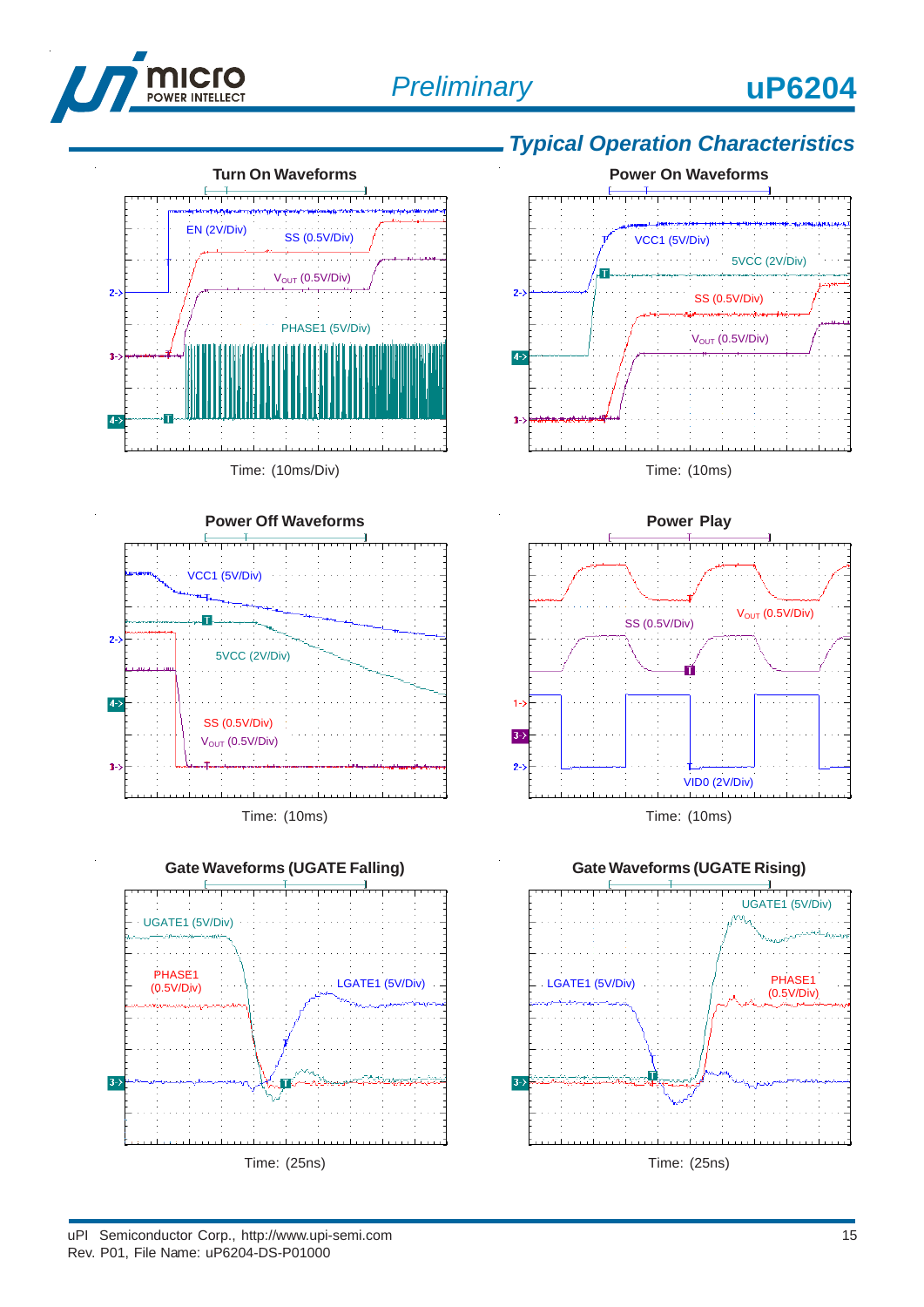## Typical Operation Characteristics

**Turn On Waveforms**

EN (2V/Div)

SS (0.5V/Div)

$V_{OUT}$ (0.5V/Div)

PHASE1 (5V/Div)

Time: (10ms/Div)

**Power On Waveforms**

VCC1 (5V/Div)

5VCC (2V/Div)

SS (0.5V/Div)

$V_{OUT}$ (0.5V/Div)

Time: (10ms)

**Power Off Waveforms**

VCC1 (5V/Div)

5VCC (2V/Div)

SS (0.5V/Div)

$V_{OUT}$ (0.5V/Div)

Time: (10ms)

**Power Play**

SS (0.5V/Div)

$V_{OUT}$ (0.5V/Div)

VID0 (2V/Div)

Time: (10ms)

**Gate Waveforms (UGATE Falling)**

UGATE1 (5V/Div)

PHASE1 (0.5V/Div)

LGATE1 (5V/Div)

Time: (25ns)

**Gate Waveforms (UGATE Rising)**

UGATE1 (5V/Div)

LGATE1 (5V/Div)

PHASE1 (0.5V/Div)

Time: (25ns)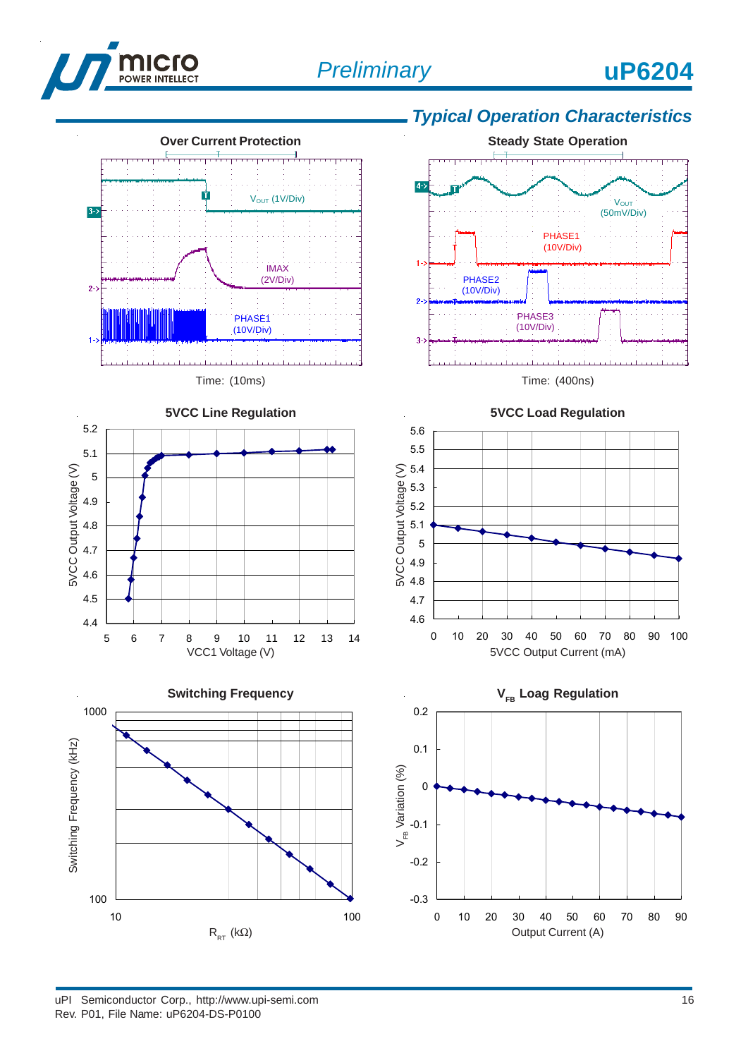## Typical Operation Characteristics

**Over Current Protection**

$V_{OUT}$ (1V/Div)

IMAX (2V/Div)

PHASE1 (10V/Div)

Time: (10ms)

**Steady State Operation**

$V_{OUT}$ (50mV/Div)

PHASE1 (10V/Div)

PHASE2 (10V/Div)

PHASE3 (10V/Div)

Time: (400ns)

**5VCC Line Regulation**

5VCC Output Voltage (V) vs. VCC1 Voltage (V)

**5VCC Load Regulation**

5VCC Output Voltage (V) vs. 5VCC Output Current (mA)

**Switching Frequency**

Switching Frequency (kHz) vs. $R_{RT}$ (kΩ)

**$V_{FB}$ Loag Regulation**

$V_{FB}$ Variation (%) vs. Output Current (A)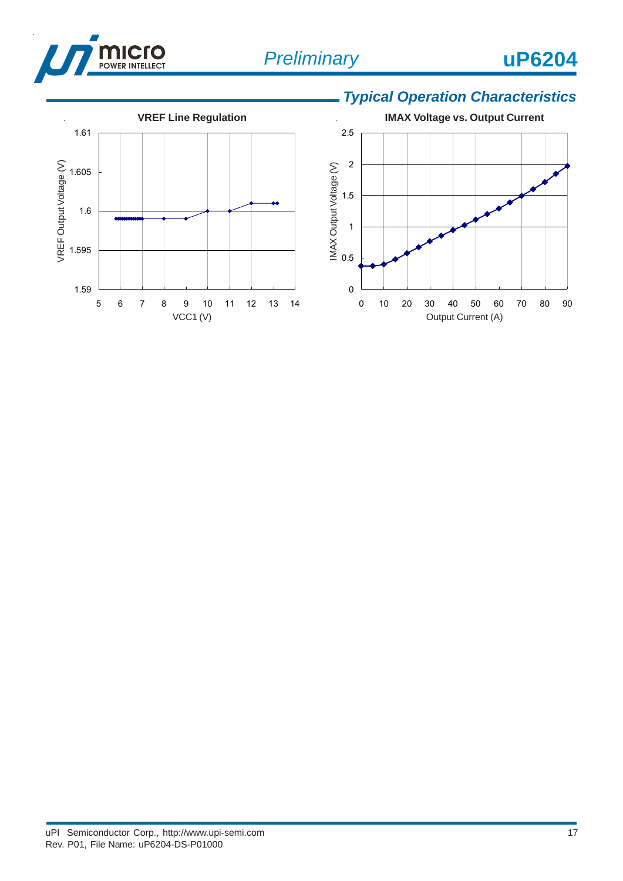## Typical Operation Characteristics

**VREF Line Regulation**

VREF Output Voltage (V) vs. VCC1 (V)

**IMAX Voltage vs. Output Current**

IMAX Output Voltage (V) vs. Output Current (A)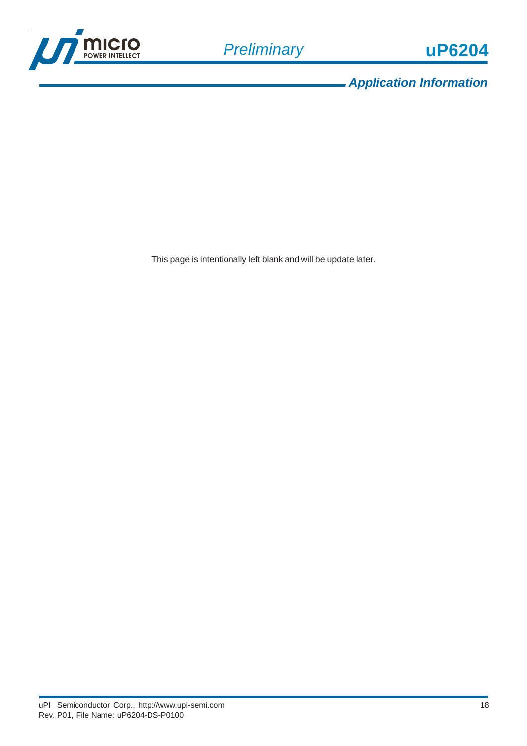## Application Information

This page is intentionally left blank and will be update later.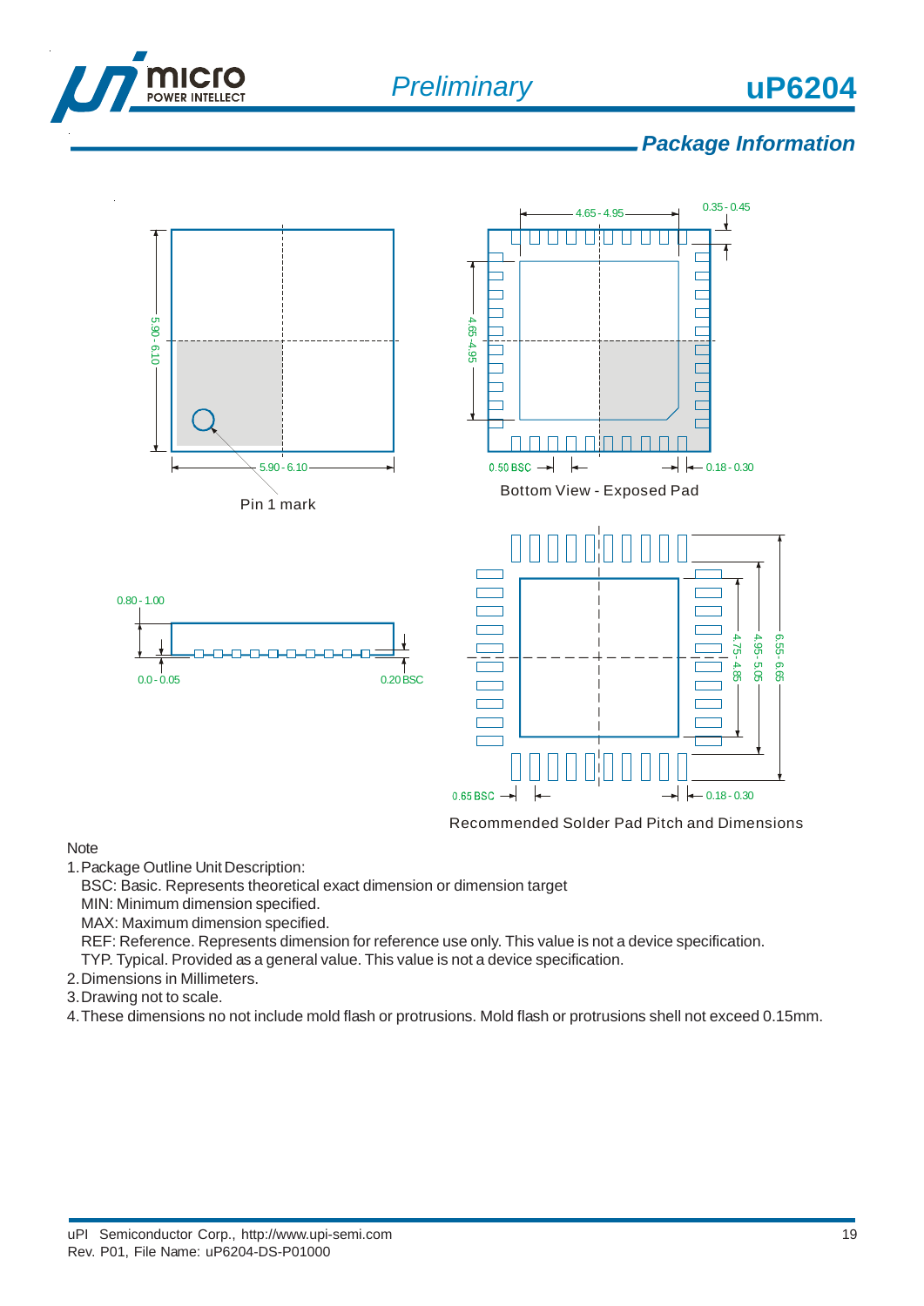## Package Information

5.90 - 6.10

5.90 - 6.10

Pin 1 mark

4.65 - 4.95

0.35 - 0.45

4.65 - 4.95

0.50 BSC

0.18 - 0.30

Bottom View - Exposed Pad

0.80 - 1.00

0.0 - 0.05

0.20 BSC

4.75 - 4.85

4.95 - 5.05

6.55 - 6.65

0.65 BSC

0.18 - 0.30

Recommended Solder Pad Pitch and Dimensions

Note

1. Package Outline Unit Description:
   BSC: Basic. Represents theoretical exact dimension or dimension target
   MIN: Minimum dimension specified.
   MAX: Maximum dimension specified.
   REF: Reference. Represents dimension for reference use only. This value is not a device specification.
   TYP. Typical. Provided as a general value. This value is not a device specification.
2. Dimensions in Millimeters.
3. Drawing not to scale.
4. These dimensions no not include mold flash or protrusions. Mold flash or protrusions shell not exceed 0.15mm.